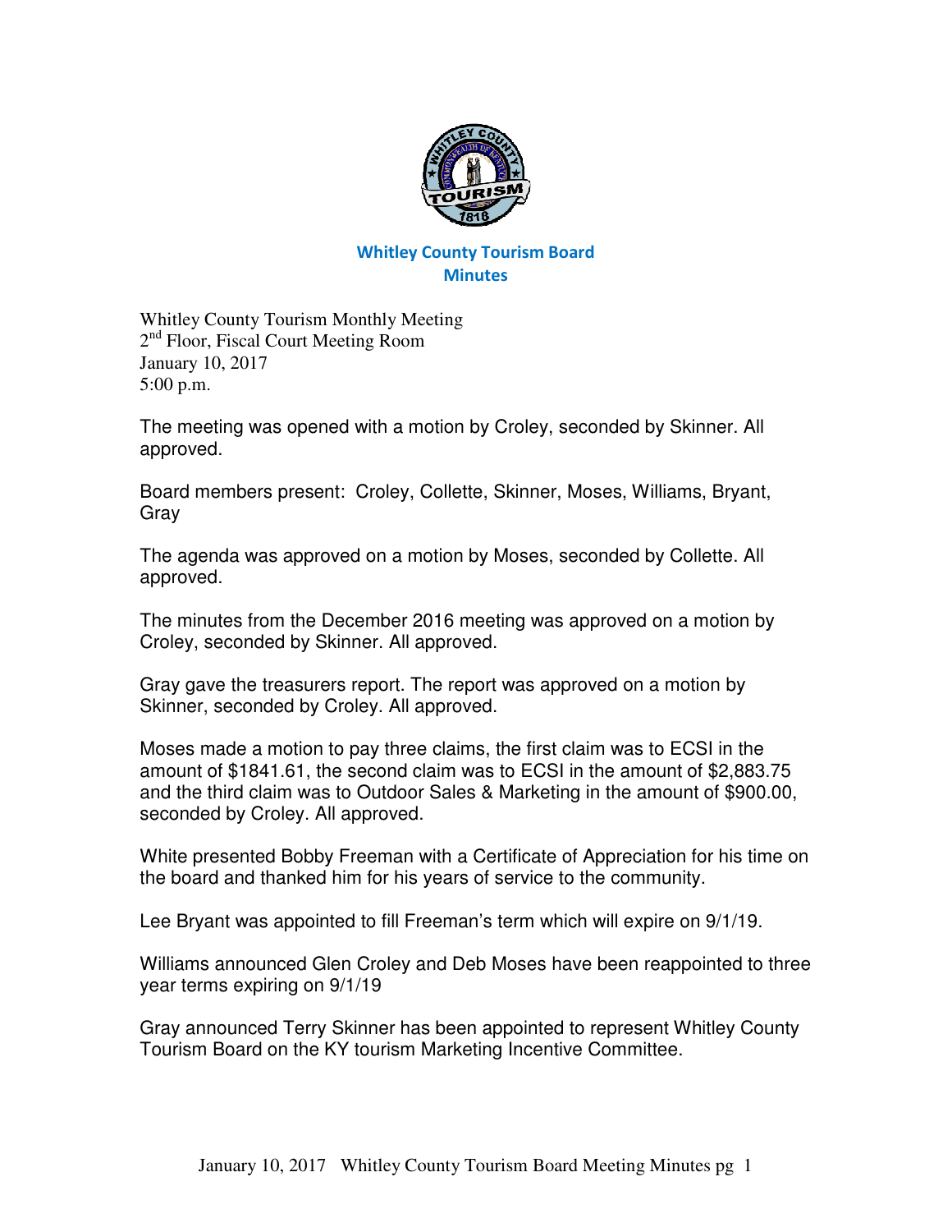# Whitley County Tourism Board
## Minutes

Whitley County Tourism Monthly Meeting
2nd Floor, Fiscal Court Meeting Room
January 10, 2017
5:00 p.m.

The meeting was opened with a motion by Croley, seconded by Skinner. All approved.

Board members present: Croley, Collette, Skinner, Moses, Williams, Bryant, Gray

The agenda was approved on a motion by Moses, seconded by Collette. All approved.

The minutes from the December 2016 meeting was approved on a motion by Croley, seconded by Skinner. All approved.

Gray gave the treasurers report. The report was approved on a motion by Skinner, seconded by Croley. All approved.

Moses made a motion to pay three claims, the first claim was to ECSI in the amount of $1841.61, the second claim was to ECSI in the amount of $2,883.75 and the third claim was to Outdoor Sales & Marketing in the amount of $900.00, seconded by Croley. All approved.

White presented Bobby Freeman with a Certificate of Appreciation for his time on the board and thanked him for his years of service to the community.

Lee Bryant was appointed to fill Freeman's term which will expire on 9/1/19.

Williams announced Glen Croley and Deb Moses have been reappointed to three year terms expiring on 9/1/19

Gray announced Terry Skinner has been appointed to represent Whitley County Tourism Board on the KY tourism Marketing Incentive Committee.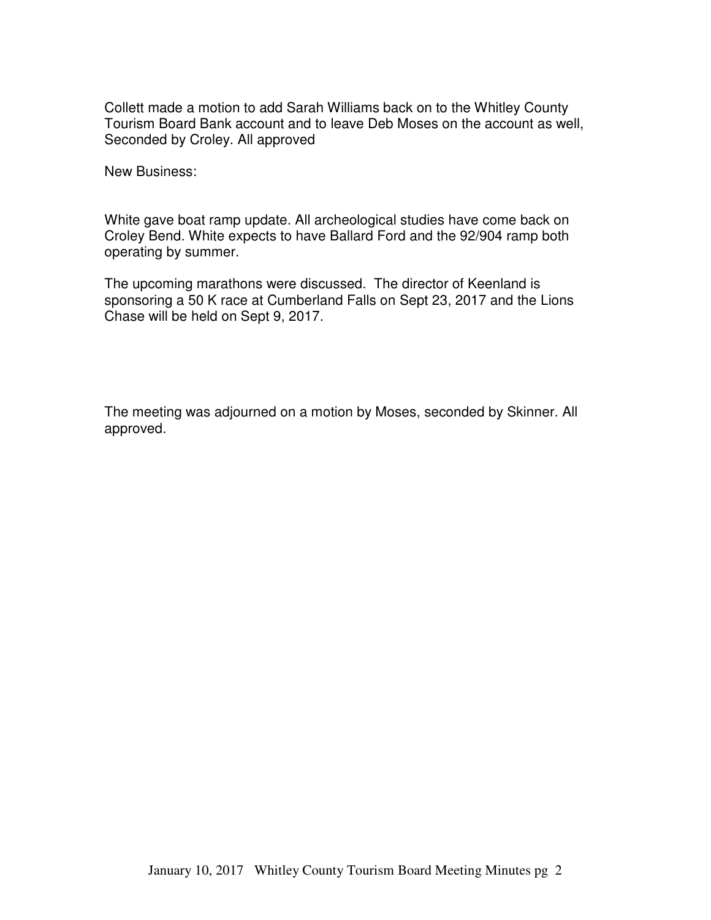Collett made a motion to add Sarah Williams back on to the Whitley County Tourism Board Bank account and to leave Deb Moses on the account as well, Seconded by Croley. All approved

New Business:

White gave boat ramp update. All archeological studies have come back on Croley Bend. White expects to have Ballard Ford and the 92/904 ramp both operating by summer.

The upcoming marathons were discussed. The director of Keenland is sponsoring a 50 K race at Cumberland Falls on Sept 23, 2017 and the Lions Chase will be held on Sept 9, 2017.

The meeting was adjourned on a motion by Moses, seconded by Skinner. All approved.